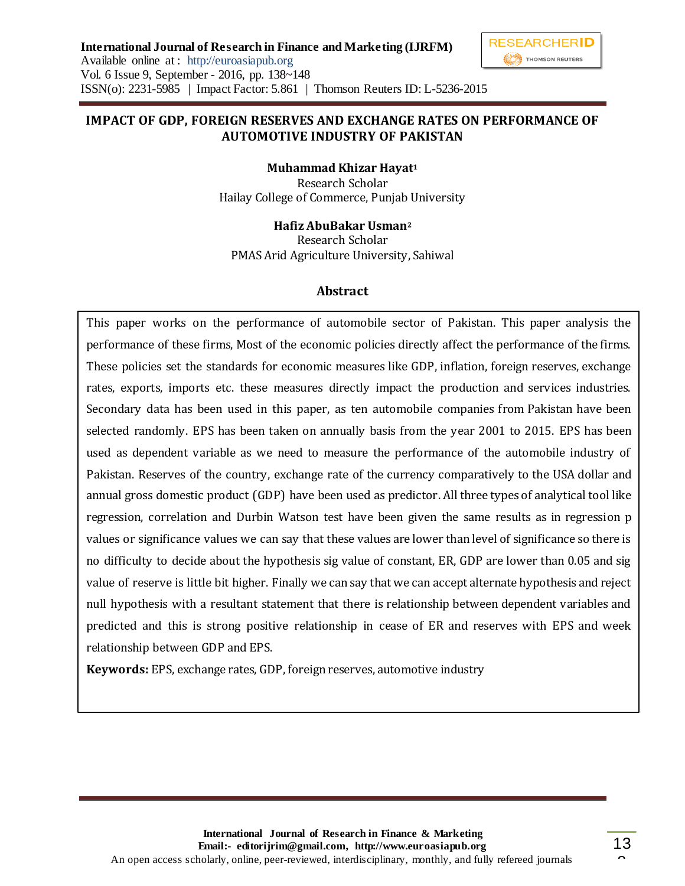# IMPACT OF GDP, FOREIGN RESERVES AND EXCHANGE RATES ON PERFORMANCE OF AUTOMOTIVE INDUSTRY OF PAKISTAN

**Muhammad Khizar Hayat**[1]
Research Scholar
Hailay College of Commerce, Punjab University

**Hafiz AbuBakar Usman**[2]
Research Scholar
PMAS Arid Agriculture University, Sahiwal

## Abstract

This paper works on the performance of automobile sector of Pakistan. This paper analysis the performance of these firms, Most of the economic policies directly affect the performance of the firms. These policies set the standards for economic measures like GDP, inflation, foreign reserves, exchange rates, exports, imports etc. these measures directly impact the production and services industries. Secondary data has been used in this paper, as ten automobile companies from Pakistan have been selected randomly. EPS has been taken on annually basis from the year 2001 to 2015. EPS has been used as dependent variable as we need to measure the performance of the automobile industry of Pakistan. Reserves of the country, exchange rate of the currency comparatively to the USA dollar and annual gross domestic product (GDP) have been used as predictor. All three types of analytical tool like regression, correlation and Durbin Watson test have been given the same results as in regression p values or significance values we can say that these values are lower than level of significance so there is no difficulty to decide about the hypothesis sig value of constant, ER, GDP are lower than 0.05 and sig value of reserve is little bit higher. Finally we can say that we can accept alternate hypothesis and reject null hypothesis with a resultant statement that there is relationship between dependent variables and predicted and this is strong positive relationship in cease of ER and reserves with EPS and week relationship between GDP and EPS.

**Keywords:** EPS, exchange rates, GDP, foreign reserves, automotive industry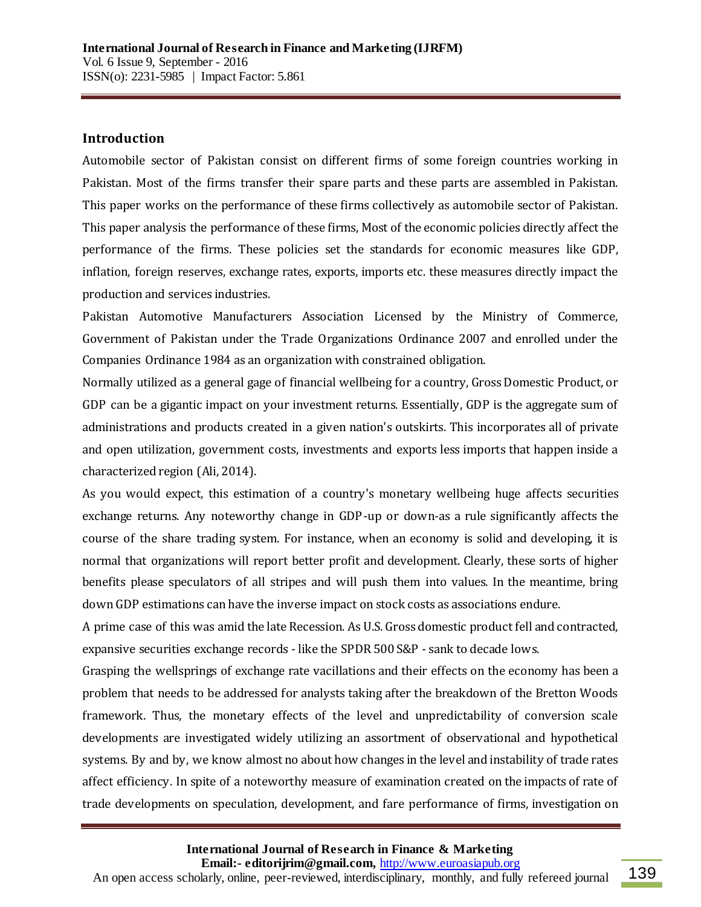## Introduction

Automobile sector of Pakistan consist on different firms of some foreign countries working in Pakistan. Most of the firms transfer their spare parts and these parts are assembled in Pakistan. This paper works on the performance of these firms collectively as automobile sector of Pakistan. This paper analysis the performance of these firms, Most of the economic policies directly affect the performance of the firms. These policies set the standards for economic measures like GDP, inflation, foreign reserves, exchange rates, exports, imports etc. these measures directly impact the production and services industries.

Pakistan Automotive Manufacturers Association Licensed by the Ministry of Commerce, Government of Pakistan under the Trade Organizations Ordinance 2007 and enrolled under the Companies Ordinance 1984 as an organization with constrained obligation.

Normally utilized as a general gage of financial wellbeing for a country, Gross Domestic Product, or GDP can be a gigantic impact on your investment returns. Essentially, GDP is the aggregate sum of administrations and products created in a given nation's outskirts. This incorporates all of private and open utilization, government costs, investments and exports less imports that happen inside a characterized region (Ali, 2014).

As you would expect, this estimation of a country's monetary wellbeing huge affects securities exchange returns. Any noteworthy change in GDP-up or down-as a rule significantly affects the course of the share trading system. For instance, when an economy is solid and developing, it is normal that organizations will report better profit and development. Clearly, these sorts of higher benefits please speculators of all stripes and will push them into values. In the meantime, bring down GDP estimations can have the inverse impact on stock costs as associations endure.

A prime case of this was amid the late Recession. As U.S. Gross domestic product fell and contracted, expansive securities exchange records - like the SPDR 500 S&P - sank to decade lows.

Grasping the wellsprings of exchange rate vacillations and their effects on the economy has been a problem that needs to be addressed for analysts taking after the breakdown of the Bretton Woods framework. Thus, the monetary effects of the level and unpredictability of conversion scale developments are investigated widely utilizing an assortment of observational and hypothetical systems. By and by, we know almost no about how changes in the level and instability of trade rates affect efficiency. In spite of a noteworthy measure of examination created on the impacts of rate of trade developments on speculation, development, and fare performance of firms, investigation on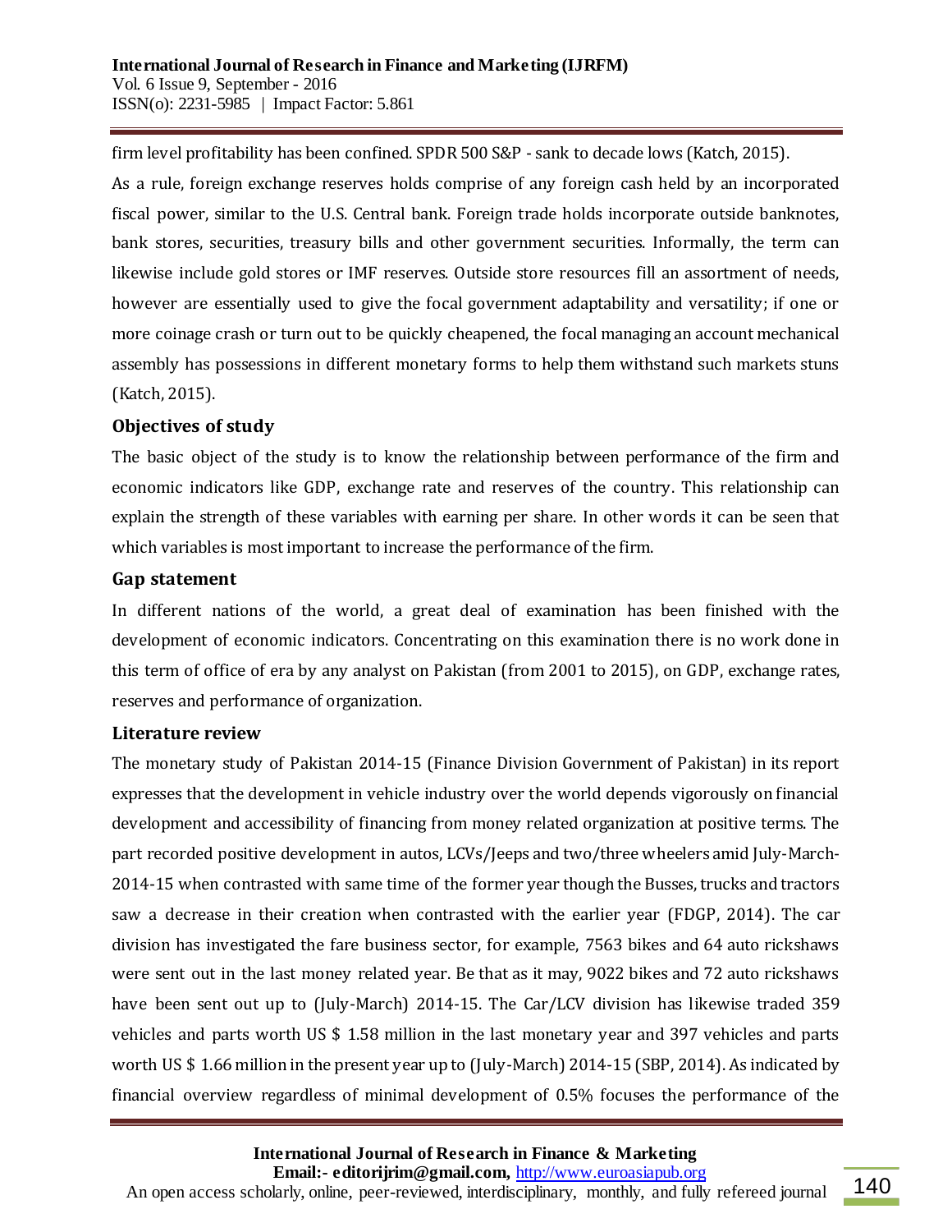firm level profitability has been confined. SPDR 500 S&P - sank to decade lows (Katch, 2015).

As a rule, foreign exchange reserves holds comprise of any foreign cash held by an incorporated fiscal power, similar to the U.S. Central bank. Foreign trade holds incorporate outside banknotes, bank stores, securities, treasury bills and other government securities. Informally, the term can likewise include gold stores or IMF reserves. Outside store resources fill an assortment of needs, however are essentially used to give the focal government adaptability and versatility; if one or more coinage crash or turn out to be quickly cheapened, the focal managing an account mechanical assembly has possessions in different monetary forms to help them withstand such markets stuns (Katch, 2015).

### Objectives of study

The basic object of the study is to know the relationship between performance of the firm and economic indicators like GDP, exchange rate and reserves of the country. This relationship can explain the strength of these variables with earning per share. In other words it can be seen that which variables is most important to increase the performance of the firm.

### Gap statement

In different nations of the world, a great deal of examination has been finished with the development of economic indicators. Concentrating on this examination there is no work done in this term of office of era by any analyst on Pakistan (from 2001 to 2015), on GDP, exchange rates, reserves and performance of organization.

### Literature review

The monetary study of Pakistan 2014-15 (Finance Division Government of Pakistan) in its report expresses that the development in vehicle industry over the world depends vigorously on financial development and accessibility of financing from money related organization at positive terms. The part recorded positive development in autos, LCVs/Jeeps and two/three wheelers amid July-March-2014-15 when contrasted with same time of the former year though the Busses, trucks and tractors saw a decrease in their creation when contrasted with the earlier year (FDGP, 2014). The car division has investigated the fare business sector, for example, 7563 bikes and 64 auto rickshaws were sent out in the last money related year. Be that as it may, 9022 bikes and 72 auto rickshaws have been sent out up to (July-March) 2014-15. The Car/LCV division has likewise traded 359 vehicles and parts worth US $ 1.58 million in the last monetary year and 397 vehicles and parts worth US $ 1.66 million in the present year up to (July-March) 2014-15 (SBP, 2014). As indicated by financial overview regardless of minimal development of 0.5% focuses the performance of the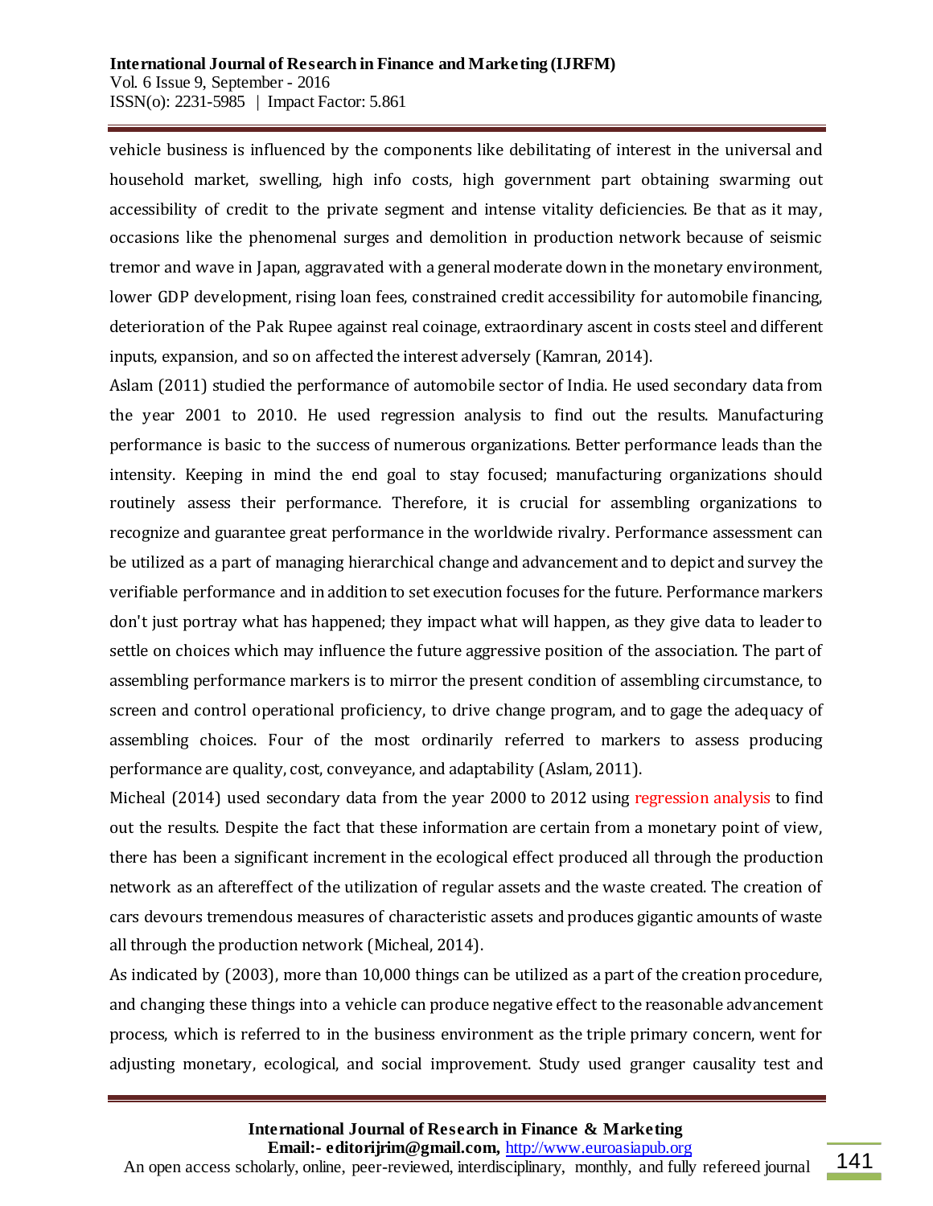vehicle business is influenced by the components like debilitating of interest in the universal and household market, swelling, high info costs, high government part obtaining swarming out accessibility of credit to the private segment and intense vitality deficiencies. Be that as it may, occasions like the phenomenal surges and demolition in production network because of seismic tremor and wave in Japan, aggravated with a general moderate down in the monetary environment, lower GDP development, rising loan fees, constrained credit accessibility for automobile financing, deterioration of the Pak Rupee against real coinage, extraordinary ascent in costs steel and different inputs, expansion, and so on affected the interest adversely (Kamran, 2014).

Aslam (2011) studied the performance of automobile sector of India. He used secondary data from the year 2001 to 2010. He used regression analysis to find out the results. Manufacturing performance is basic to the success of numerous organizations. Better performance leads than the intensity. Keeping in mind the end goal to stay focused; manufacturing organizations should routinely assess their performance. Therefore, it is crucial for assembling organizations to recognize and guarantee great performance in the worldwide rivalry. Performance assessment can be utilized as a part of managing hierarchical change and advancement and to depict and survey the verifiable performance and in addition to set execution focuses for the future. Performance markers don't just portray what has happened; they impact what will happen, as they give data to leader to settle on choices which may influence the future aggressive position of the association. The part of assembling performance markers is to mirror the present condition of assembling circumstance, to screen and control operational proficiency, to drive change program, and to gage the adequacy of assembling choices. Four of the most ordinarily referred to markers to assess producing performance are quality, cost, conveyance, and adaptability (Aslam, 2011).

Micheal (2014) used secondary data from the year 2000 to 2012 using regression analysis to find out the results. Despite the fact that these information are certain from a monetary point of view, there has been a significant increment in the ecological effect produced all through the production network as an aftereffect of the utilization of regular assets and the waste created. The creation of cars devours tremendous measures of characteristic assets and produces gigantic amounts of waste all through the production network (Micheal, 2014).

As indicated by (2003), more than 10,000 things can be utilized as a part of the creation procedure, and changing these things into a vehicle can produce negative effect to the reasonable advancement process, which is referred to in the business environment as the triple primary concern, went for adjusting monetary, ecological, and social improvement. Study used granger causality test and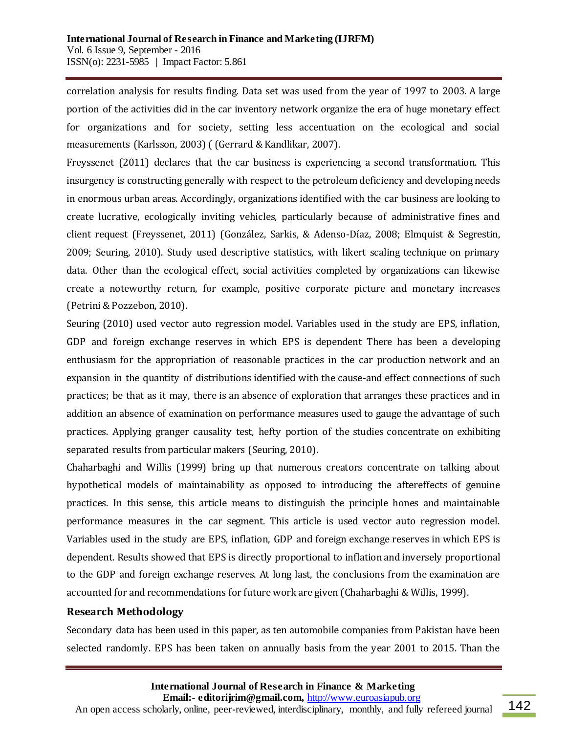correlation analysis for results finding. Data set was used from the year of 1997 to 2003. A large portion of the activities did in the car inventory network organize the era of huge monetary effect for organizations and for society, setting less accentuation on the ecological and social measurements (Karlsson, 2003) ( (Gerrard & Kandlikar, 2007).

Freyssenet (2011) declares that the car business is experiencing a second transformation. This insurgency is constructing generally with respect to the petroleum deficiency and developing needs in enormous urban areas. Accordingly, organizations identified with the car business are looking to create lucrative, ecologically inviting vehicles, particularly because of administrative fines and client request (Freyssenet, 2011) (González, Sarkis, & Adenso-Díaz, 2008; Elmquist & Segrestin, 2009; Seuring, 2010). Study used descriptive statistics, with likert scaling technique on primary data. Other than the ecological effect, social activities completed by organizations can likewise create a noteworthy return, for example, positive corporate picture and monetary increases (Petrini & Pozzebon, 2010).

Seuring (2010) used vector auto regression model. Variables used in the study are EPS, inflation, GDP and foreign exchange reserves in which EPS is dependent There has been a developing enthusiasm for the appropriation of reasonable practices in the car production network and an expansion in the quantity of distributions identified with the cause-and effect connections of such practices; be that as it may, there is an absence of exploration that arranges these practices and in addition an absence of examination on performance measures used to gauge the advantage of such practices. Applying granger causality test, hefty portion of the studies concentrate on exhibiting separated results from particular makers (Seuring, 2010).

Chaharbaghi and Willis (1999) bring up that numerous creators concentrate on talking about hypothetical models of maintainability as opposed to introducing the aftereffects of genuine practices. In this sense, this article means to distinguish the principle hones and maintainable performance measures in the car segment. This article is used vector auto regression model. Variables used in the study are EPS, inflation, GDP and foreign exchange reserves in which EPS is dependent. Results showed that EPS is directly proportional to inflation and inversely proportional to the GDP and foreign exchange reserves. At long last, the conclusions from the examination are accounted for and recommendations for future work are given (Chaharbaghi & Willis, 1999).

## Research Methodology

Secondary data has been used in this paper, as ten automobile companies from Pakistan have been selected randomly. EPS has been taken on annually basis from the year 2001 to 2015. Than the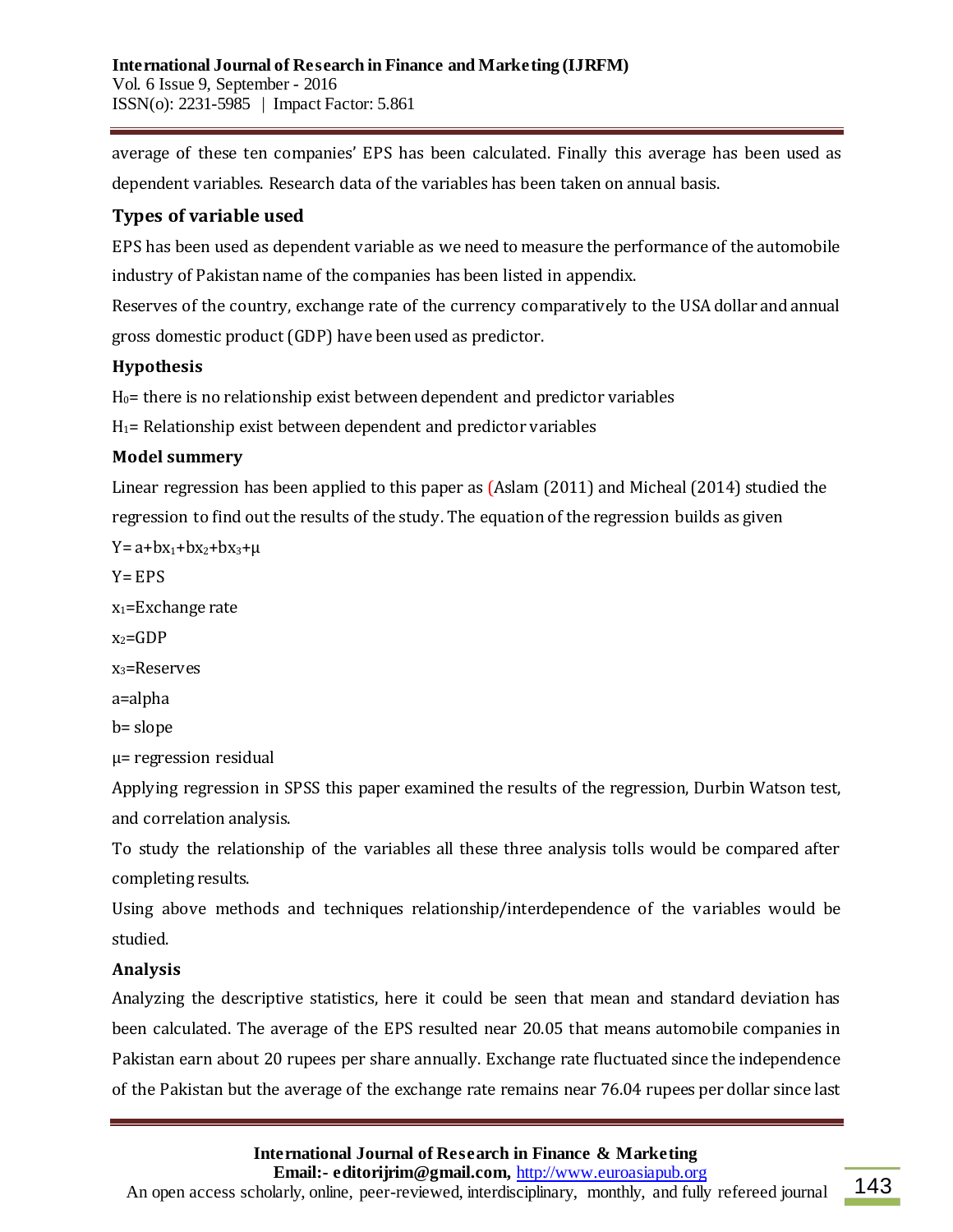average of these ten companies' EPS has been calculated. Finally this average has been used as dependent variables. Research data of the variables has been taken on annual basis.

## Types of variable used

EPS has been used as dependent variable as we need to measure the performance of the automobile industry of Pakistan name of the companies has been listed in appendix.

Reserves of the country, exchange rate of the currency comparatively to the USA dollar and annual gross domestic product (GDP) have been used as predictor.

### Hypothesis

$H_0$= there is no relationship exist between dependent and predictor variables

$H_1$= Relationship exist between dependent and predictor variables

### Model summery

Linear regression has been applied to this paper as (Aslam (2011) and Micheal (2014) studied the regression to find out the results of the study. The equation of the regression builds as given

$Y= a+bx_1+bx_2+bx_3+\mu$

Y= EPS

$x_1$=Exchange rate

$x_2$=GDP

$x_3$=Reserves

a=alpha

b= slope

$\mu$= regression residual

Applying regression in SPSS this paper examined the results of the regression, Durbin Watson test, and correlation analysis.

To study the relationship of the variables all these three analysis tolls would be compared after completing results.

Using above methods and techniques relationship/interdependence of the variables would be studied.

### Analysis

Analyzing the descriptive statistics, here it could be seen that mean and standard deviation has been calculated. The average of the EPS resulted near 20.05 that means automobile companies in Pakistan earn about 20 rupees per share annually. Exchange rate fluctuated since the independence of the Pakistan but the average of the exchange rate remains near 76.04 rupees per dollar since last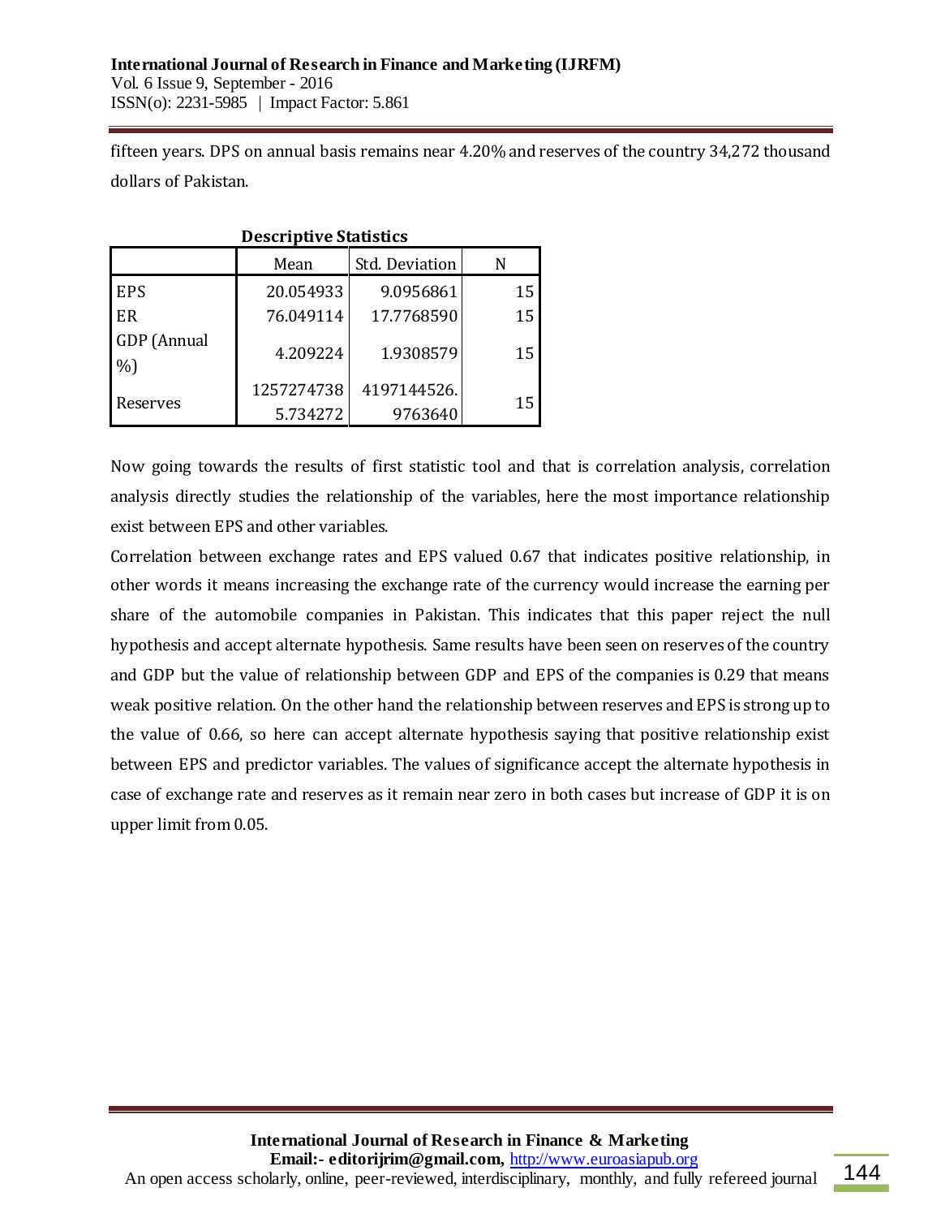fifteen years. DPS on annual basis remains near 4.20% and reserves of the country 34,272 thousand dollars of Pakistan.

**Descriptive Statistics**

| | Mean | Std. Deviation | N |
|---|---|---|---|
| EPS | 20.054933 | 9.0956861 | 15 |
| ER | 76.049114 | 17.7768590 | 15 |
| GDP (Annual %) | 4.209224 | 1.9308579 | 15 |
| Reserves | 1257274738 5.734272 | 4197144526. 9763640 | 15 |

Now going towards the results of first statistic tool and that is correlation analysis, correlation analysis directly studies the relationship of the variables, here the most importance relationship exist between EPS and other variables.

Correlation between exchange rates and EPS valued 0.67 that indicates positive relationship, in other words it means increasing the exchange rate of the currency would increase the earning per share of the automobile companies in Pakistan. This indicates that this paper reject the null hypothesis and accept alternate hypothesis. Same results have been seen on reserves of the country and GDP but the value of relationship between GDP and EPS of the companies is 0.29 that means weak positive relation. On the other hand the relationship between reserves and EPS is strong up to the value of 0.66, so here can accept alternate hypothesis saying that positive relationship exist between EPS and predictor variables. The values of significance accept the alternate hypothesis in case of exchange rate and reserves as it remain near zero in both cases but increase of GDP it is on upper limit from 0.05.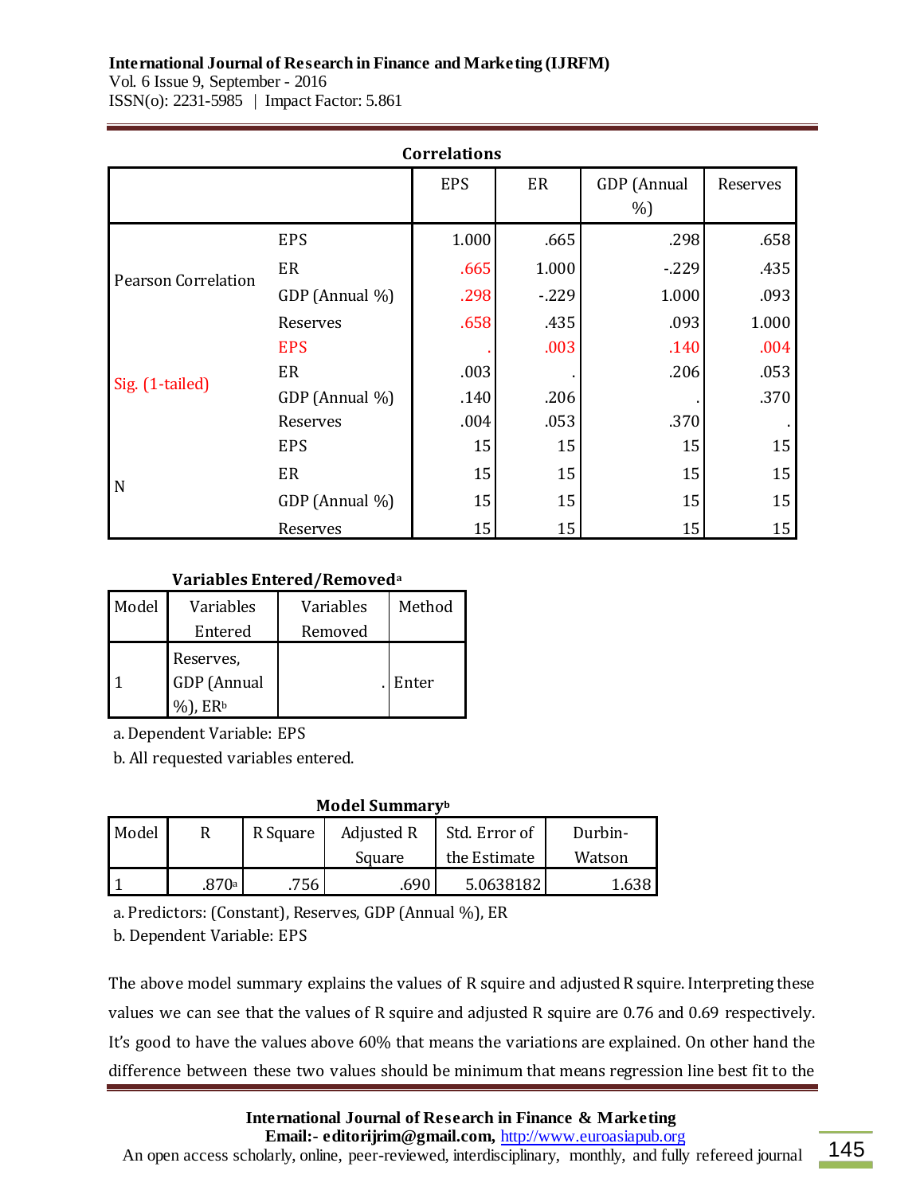**Correlations**

| | | EPS | ER | GDP (Annual %) | Reserves |
|---|---|---|---|---|---|
| Pearson Correlation | EPS | 1.000 | .665 | .298 | .658 |
| | ER | .665 | 1.000 | -.229 | .435 |
| | GDP (Annual %) | .298 | -.229 | 1.000 | .093 |
| | Reserves | .658 | .435 | .093 | 1.000 |
| Sig. (1-tailed) | EPS | . | .003 | .140 | .004 |
| | ER | .003 | . | .206 | .053 |
| | GDP (Annual %) | .140 | .206 | . | .370 |
| | Reserves | .004 | .053 | .370 | . |
| N | EPS | 15 | 15 | 15 | 15 |
| | ER | 15 | 15 | 15 | 15 |
| | GDP (Annual %) | 15 | 15 | 15 | 15 |
| | Reserves | 15 | 15 | 15 | 15 |

**Variables Entered/Removed**[a]

| Model | Variables Entered | Variables Removed | Method |
|---|---|---|---|
| 1 | Reserves, GDP (Annual %), ER[b] | . | Enter |

a. Dependent Variable: EPS

b. All requested variables entered.

**Model Summary**[b]

| Model | R | R Square | Adjusted R Square | Std. Error of the Estimate | Durbin-Watson |
|---|---|---|---|---|---|
| 1 | .870[a] | .756 | .690 | 5.0638182 | 1.638 |

a. Predictors: (Constant), Reserves, GDP (Annual %), ER

b. Dependent Variable: EPS

The above model summary explains the values of R squire and adjusted R squire. Interpreting these values we can see that the values of R squire and adjusted R squire are 0.76 and 0.69 respectively. It's good to have the values above 60% that means the variations are explained. On other hand the difference between these two values should be minimum that means regression line best fit to the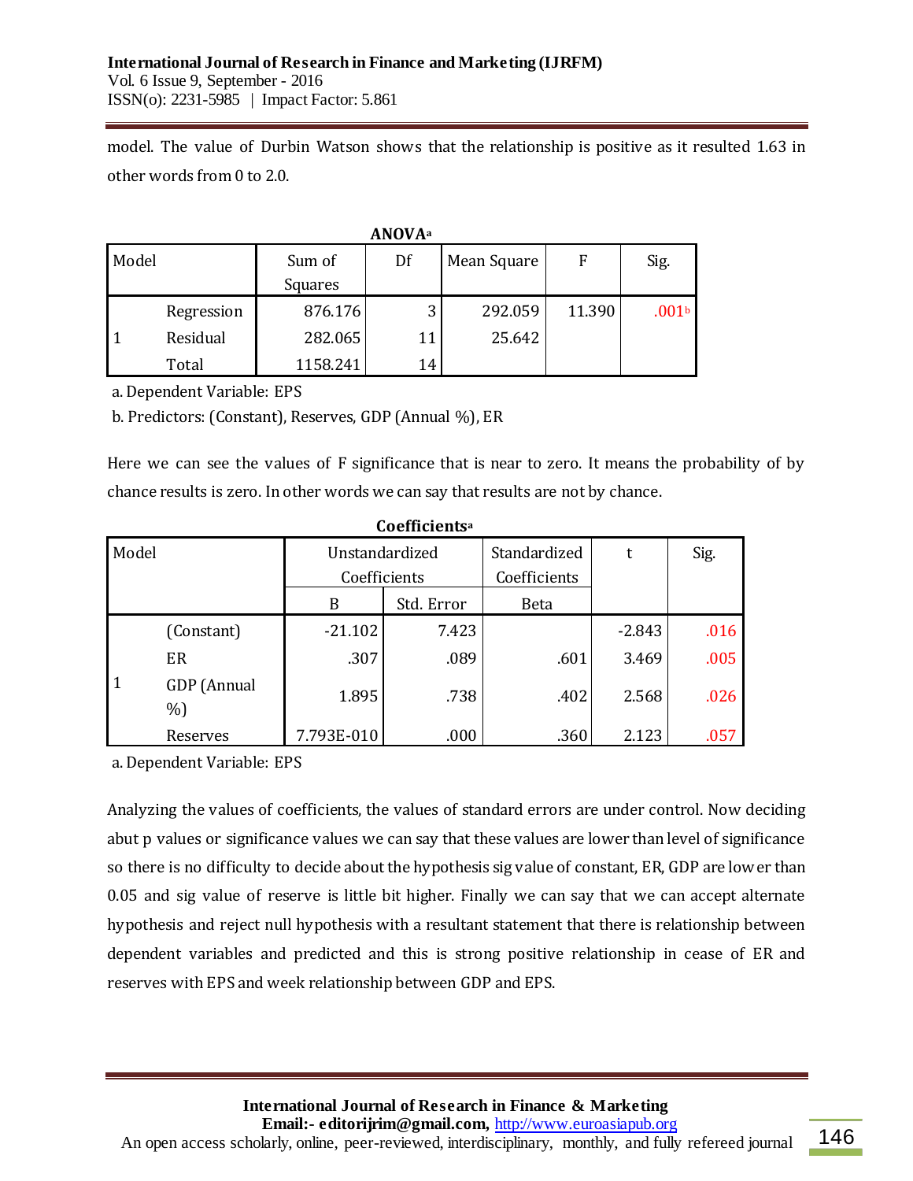model. The value of Durbin Watson shows that the relationship is positive as it resulted 1.63 in other words from 0 to 2.0.

**ANOVA**[a]

| Model | | Sum of Squares | Df | Mean Square | F | Sig. |
|---|---|---|---|---|---|---|
| 1 | Regression | 876.176 | 3 | 292.059 | 11.390 | .001[b] |
| | Residual | 282.065 | 11 | 25.642 | | |
| | Total | 1158.241 | 14 | | | |

a. Dependent Variable: EPS

b. Predictors: (Constant), Reserves, GDP (Annual %), ER

Here we can see the values of F significance that is near to zero. It means the probability of by chance results is zero. In other words we can say that results are not by chance.

**Coefficients**[a]

| Model | | Unstandardized Coefficients | | Standardized Coefficients | t | Sig. |
|---|---|---|---|---|---|---|
| | | B | Std. Error | Beta | | |
| 1 | (Constant) | -21.102 | 7.423 | | -2.843 | .016 |
| | ER | .307 | .089 | .601 | 3.469 | .005 |
| | GDP (Annual %) | 1.895 | .738 | .402 | 2.568 | .026 |
| | Reserves | 7.793E-010 | .000 | .360 | 2.123 | .057 |

a. Dependent Variable: EPS

Analyzing the values of coefficients, the values of standard errors are under control. Now deciding abut p values or significance values we can say that these values are lower than level of significance so there is no difficulty to decide about the hypothesis sig value of constant, ER, GDP are lower than 0.05 and sig value of reserve is little bit higher. Finally we can say that we can accept alternate hypothesis and reject null hypothesis with a resultant statement that there is relationship between dependent variables and predicted and this is strong positive relationship in cease of ER and reserves with EPS and week relationship between GDP and EPS.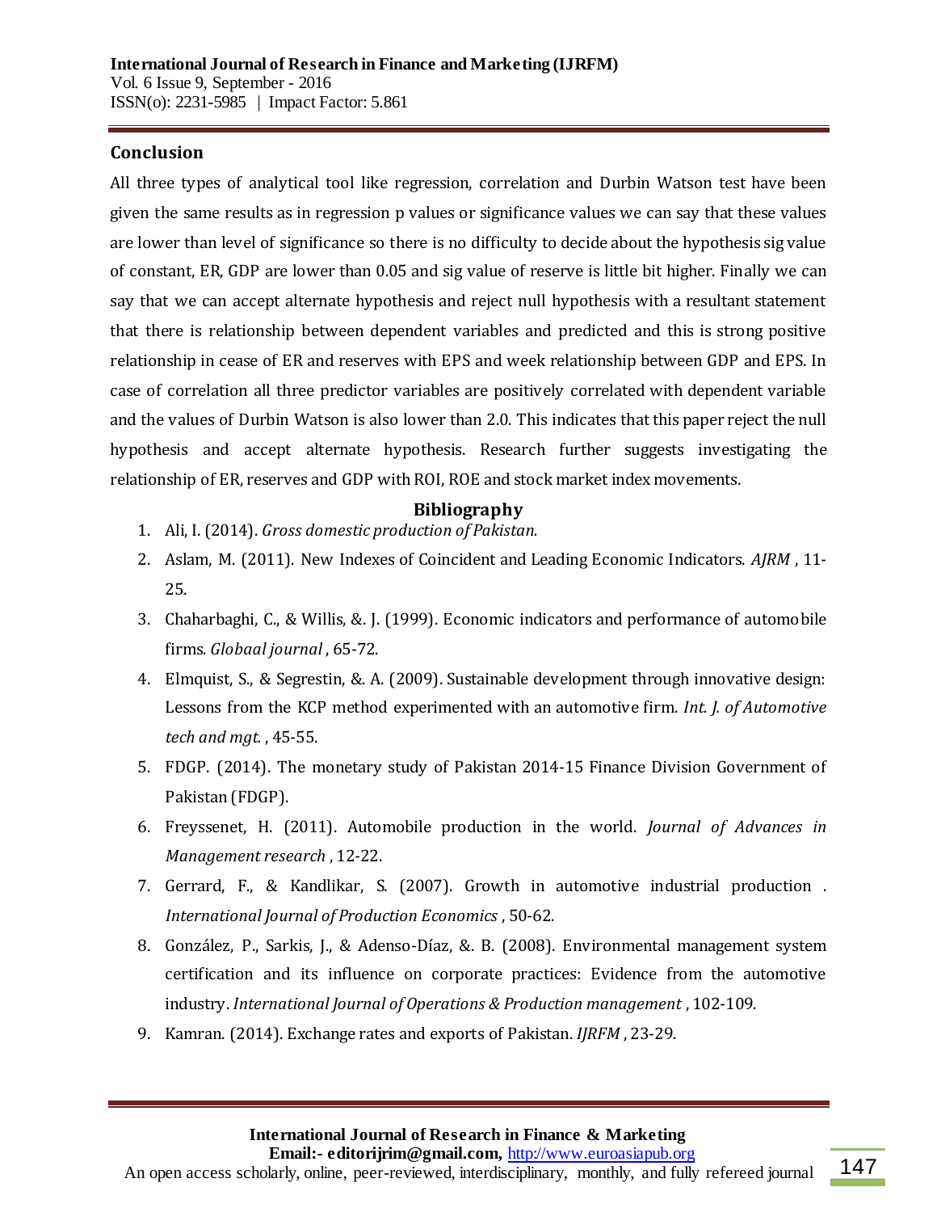## Conclusion

All three types of analytical tool like regression, correlation and Durbin Watson test have been given the same results as in regression p values or significance values we can say that these values are lower than level of significance so there is no difficulty to decide about the hypothesis sig value of constant, ER, GDP are lower than 0.05 and sig value of reserve is little bit higher. Finally we can say that we can accept alternate hypothesis and reject null hypothesis with a resultant statement that there is relationship between dependent variables and predicted and this is strong positive relationship in cease of ER and reserves with EPS and week relationship between GDP and EPS. In case of correlation all three predictor variables are positively correlated with dependent variable and the values of Durbin Watson is also lower than 2.0. This indicates that this paper reject the null hypothesis and accept alternate hypothesis. Research further suggests investigating the relationship of ER, reserves and GDP with ROI, ROE and stock market index movements.

## Bibliography

1. Ali, I. (2014). *Gross domestic production of Pakistan.*
2. Aslam, M. (2011). New Indexes of Coincident and Leading Economic Indicators. *AJRM* , 11-25.
3. Chaharbaghi, C., & Willis, &. J. (1999). Economic indicators and performance of automobile firms. *Globaal journal* , 65-72.
4. Elmquist, S., & Segrestin, &. A. (2009). Sustainable development through innovative design: Lessons from the KCP method experimented with an automotive firm. *Int. J. of Automotive tech and mgt.* , 45-55.
5. FDGP. (2014). The monetary study of Pakistan 2014-15 Finance Division Government of Pakistan (FDGP).
6. Freyssenet, H. (2011). Automobile production in the world. *Journal of Advances in Management research* , 12-22.
7. Gerrard, F., & Kandlikar, S. (2007). Growth in automotive industrial production . *International Journal of Production Economics* , 50-62.
8. González, P., Sarkis, J., & Adenso-Díaz, &. B. (2008). Environmental management system certification and its influence on corporate practices: Evidence from the automotive industry. *International Journal of Operations & Production management* , 102-109.
9. Kamran. (2014). Exchange rates and exports of Pakistan. *IJRFM* , 23-29.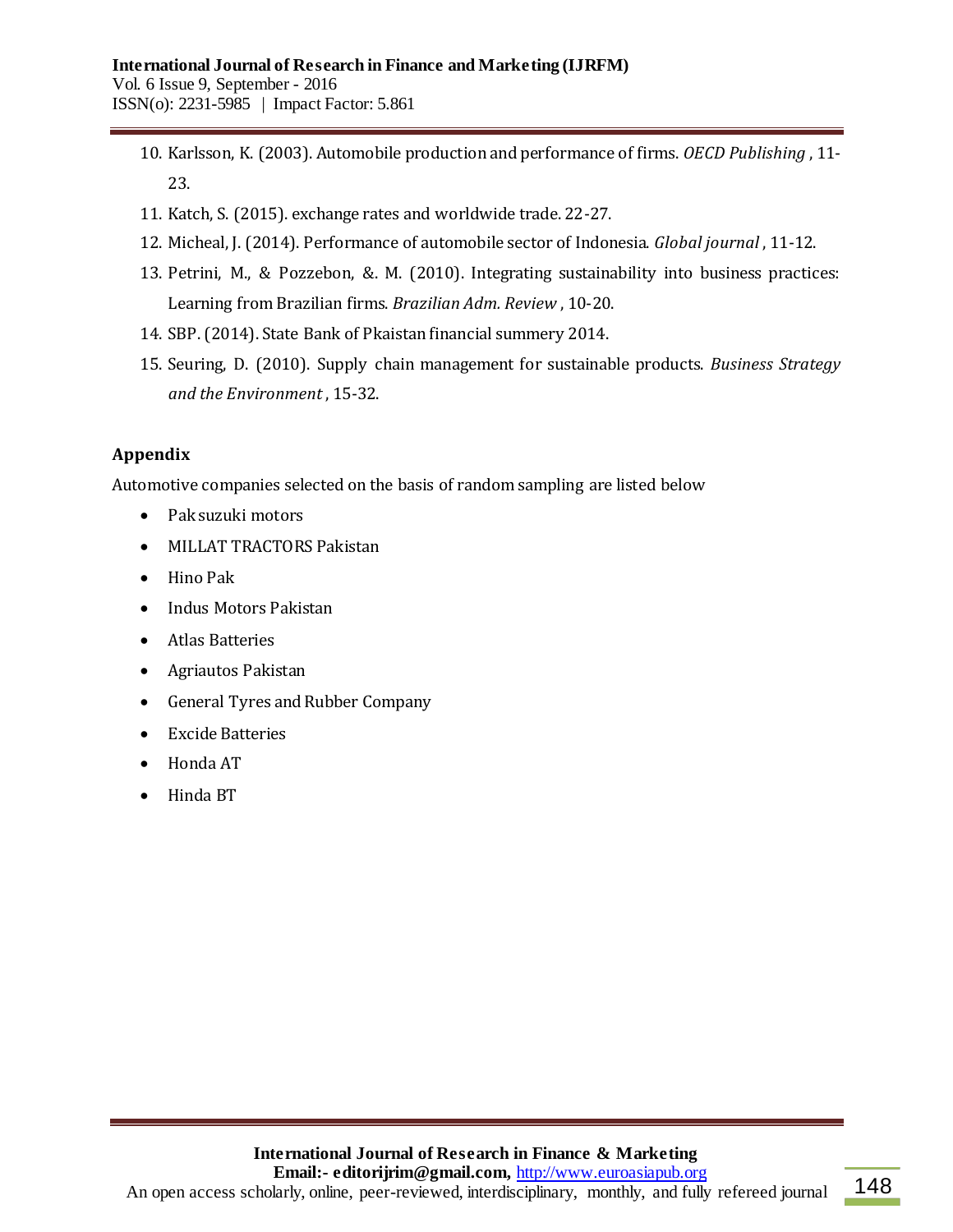10. Karlsson, K. (2003). Automobile production and performance of firms. *OECD Publishing* , 11-23.
11. Katch, S. (2015). exchange rates and worldwide trade. 22-27.
12. Micheal, J. (2014). Performance of automobile sector of Indonesia. *Global journal* , 11-12.
13. Petrini, M., & Pozzebon, &. M. (2010). Integrating sustainability into business practices: Learning from Brazilian firms. *Brazilian Adm. Review* , 10-20.
14. SBP. (2014). State Bank of Pkaistan financial summery 2014.
15. Seuring, D. (2010). Supply chain management for sustainable products. *Business Strategy and the Environment* , 15-32.

## Appendix

Automotive companies selected on the basis of random sampling are listed below

- Pak suzuki motors
- MILLAT TRACTORS Pakistan
- Hino Pak
- Indus Motors Pakistan
- Atlas Batteries
- Agriautos Pakistan
- General Tyres and Rubber Company
- Excide Batteries
- Honda AT
- Hinda BT